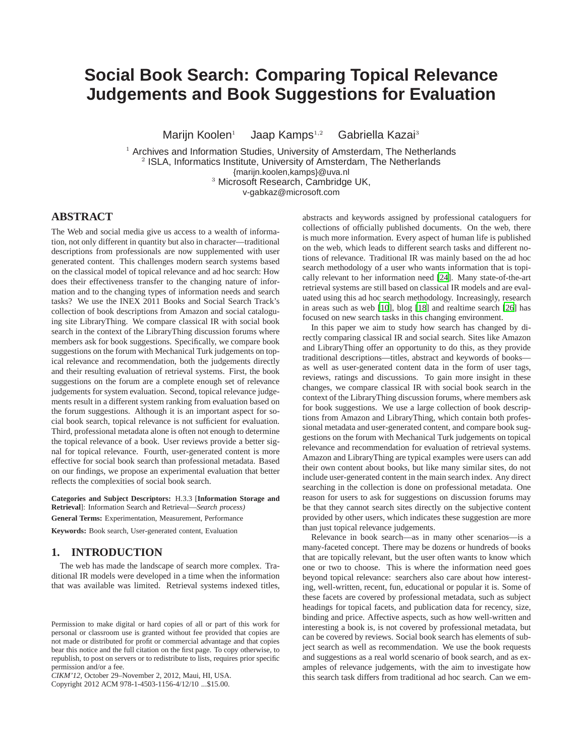# Social Book Search: Comparing Topical Relevance Judgements and Book Suggestions for Evaluation

Marijn Koolen[1] Jaap Kamps[1,2] Gabriella Kazai[3]

[1] Archives and Information Studies, University of Amsterdam, The Netherlands
[2] ISLA, Informatics Institute, University of Amsterdam, The Netherlands
{marijn.koolen,kamps}@uva.nl
[3] Microsoft Research, Cambridge UK,
v-gabkaz@microsoft.com

## ABSTRACT

The Web and social media give us access to a wealth of information, not only different in quantity but also in character—traditional descriptions from professionals are now supplemented with user generated content. This challenges modern search systems based on the classical model of topical relevance and ad hoc search: How does their effectiveness transfer to the changing nature of information and to the changing types of information needs and search tasks? We use the INEX 2011 Books and Social Search Track's collection of book descriptions from Amazon and social cataloguing site LibraryThing. We compare classical IR with social book search in the context of the LibraryThing discussion forums where members ask for book suggestions. Specifically, we compare book suggestions on the forum with Mechanical Turk judgements on topical relevance and recommendation, both the judgements directly and their resulting evaluation of retrieval systems. First, the book suggestions on the forum are a complete enough set of relevance judgements for system evaluation. Second, topical relevance judgements result in a different system ranking from evaluation based on the forum suggestions. Although it is an important aspect for social book search, topical relevance is not sufficient for evaluation. Third, professional metadata alone is often not enough to determine the topical relevance of a book. User reviews provide a better signal for topical relevance. Fourth, user-generated content is more effective for social book search than professional metadata. Based on our findings, we propose an experimental evaluation that better reflects the complexities of social book search.

**Categories and Subject Descriptors:** H.3.3 [**Information Storage and Retrieval**]: Information Search and Retrieval—*Search process)*

**General Terms:** Experimentation, Measurement, Performance

**Keywords:** Book search, User-generated content, Evaluation

## 1. INTRODUCTION

The web has made the landscape of search more complex. Traditional IR models were developed in a time when the information that was available was limited. Retrieval systems indexed titles, abstracts and keywords assigned by professional cataloguers for collections of officially published documents. On the web, there is much more information. Every aspect of human life is published on the web, which leads to different search tasks and different notions of relevance. Traditional IR was mainly based on the ad hoc search methodology of a user who wants information that is topically relevant to her information need [24]. Many state-of-the-art retrieval systems are still based on classical IR models and are evaluated using this ad hoc search methodology. Increasingly, research in areas such as web [10], blog [18] and realtime search [26] has focused on new search tasks in this changing environment.

In this paper we aim to study how search has changed by directly comparing classical IR and social search. Sites like Amazon and LibraryThing offer an opportunity to do this, as they provide traditional descriptions—titles, abstract and keywords of books—as well as user-generated content data in the form of user tags, reviews, ratings and discussions. To gain more insight in these changes, we compare classical IR with social book search in the context of the LibraryThing discussion forums, where members ask for book suggestions. We use a large collection of book descriptions from Amazon and LibraryThing, which contain both professional metadata and user-generated content, and compare book suggestions on the forum with Mechanical Turk judgements on topical relevance and recommendation for evaluation of retrieval systems. Amazon and LibraryThing are typical examples were users can add their own content about books, but like many similar sites, do not include user-generated content in the main search index. Any direct searching in the collection is done on professional metadata. One reason for users to ask for suggestions on discussion forums may be that they cannot search sites directly on the subjective content provided by other users, which indicates these suggestion are more than just topical relevance judgements.

Relevance in book search—as in many other scenarios—is a many-faceted concept. There may be dozens or hundreds of books that are topically relevant, but the user often wants to know which one or two to choose. This is where the information need goes beyond topical relevance: searchers also care about how interesting, well-written, recent, fun, educational or popular it is. Some of these facets are covered by professional metadata, such as subject headings for topical facets, and publication data for recency, size, binding and price. Affective aspects, such as how well-written and interesting a book is, is not covered by professional metadata, but can be covered by reviews. Social book search has elements of subject search as well as recommendation. We use the book requests and suggestions as a real world scenario of book search, and as examples of relevance judgements, with the aim to investigate how this search task differs from traditional ad hoc search. Can we em-

Permission to make digital or hard copies of all or part of this work for personal or classroom use is granted without fee provided that copies are not made or distributed for profit or commercial advantage and that copies bear this notice and the full citation on the first page. To copy otherwise, to republish, to post on servers or to redistribute to lists, requires prior specific permission and/or a fee.
*CIKM'12*, October 29–November 2, 2012, Maui, HI, USA.
Copyright 2012 ACM 978-1-4503-1156-4/12/10 ...$15.00.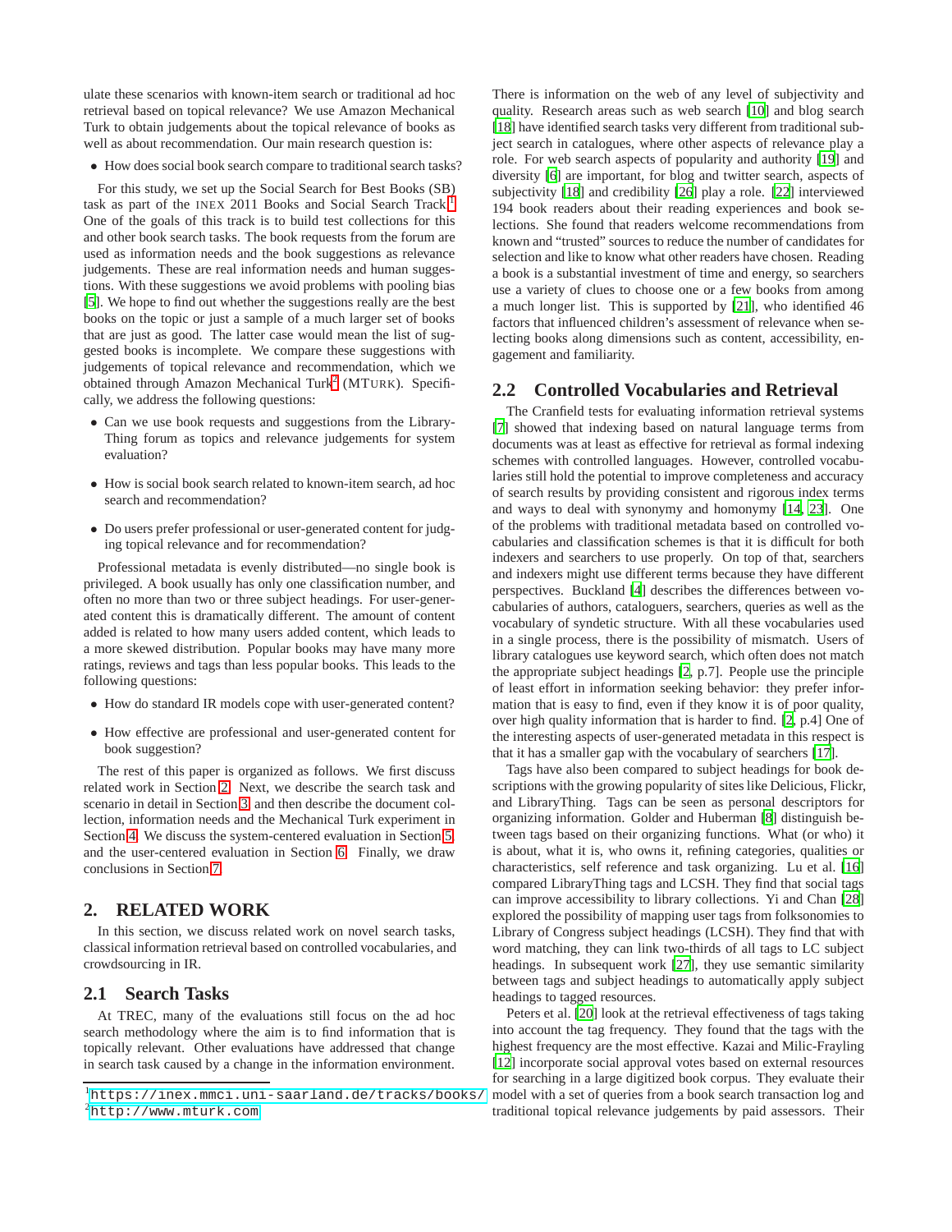ulate these scenarios with known-item search or traditional ad hoc retrieval based on topical relevance? We use Amazon Mechanical Turk to obtain judgements about the topical relevance of books as well as about recommendation. Our main research question is:

- How does social book search compare to traditional search tasks?

For this study, we set up the Social Search for Best Books (SB) task as part of the INEX 2011 Books and Social Search Track.[1] One of the goals of this track is to build test collections for this and other book search tasks. The book requests from the forum are used as information needs and the book suggestions as relevance judgements. These are real information needs and human suggestions. With these suggestions we avoid problems with pooling bias [5]. We hope to find out whether the suggestions really are the best books on the topic or just a sample of a much larger set of books that are just as good. The latter case would mean the list of suggested books is incomplete. We compare these suggestions with judgements of topical relevance and recommendation, which we obtained through Amazon Mechanical Turk[2] (MTURK). Specifically, we address the following questions:

- Can we use book requests and suggestions from the LibraryThing forum as topics and relevance judgements for system evaluation?
- How is social book search related to known-item search, ad hoc search and recommendation?
- Do users prefer professional or user-generated content for judging topical relevance and for recommendation?

Professional metadata is evenly distributed—no single book is privileged. A book usually has only one classification number, and often no more than two or three subject headings. For user-generated content this is dramatically different. The amount of content added is related to how many users added content, which leads to a more skewed distribution. Popular books may have many more ratings, reviews and tags than less popular books. This leads to the following questions:

- How do standard IR models cope with user-generated content?
- How effective are professional and user-generated content for book suggestion?

The rest of this paper is organized as follows. We first discuss related work in Section 2. Next, we describe the search task and scenario in detail in Section 3 and then describe the document collection, information needs and the Mechanical Turk experiment in Section 4. We discuss the system-centered evaluation in Section 5 and the user-centered evaluation in Section 6. Finally, we draw conclusions in Section 7.

## 2. RELATED WORK

In this section, we discuss related work on novel search tasks, classical information retrieval based on controlled vocabularies, and crowdsourcing in IR.

### 2.1 Search Tasks

At TREC, many of the evaluations still focus on the ad hoc search methodology where the aim is to find information that is topically relevant. Other evaluations have addressed that change in search task caused by a change in the information environment. There is information on the web of any level of subjectivity and quality. Research areas such as web search [10] and blog search [18] have identified search tasks very different from traditional subject search in catalogues, where other aspects of relevance play a role. For web search aspects of popularity and authority [19] and diversity [6] are important, for blog and twitter search, aspects of subjectivity [18] and credibility [26] play a role. [22] interviewed 194 book readers about their reading experiences and book selections. She found that readers welcome recommendations from known and "trusted" sources to reduce the number of candidates for selection and like to know what other readers have chosen. Reading a book is a substantial investment of time and energy, so searchers use a variety of clues to choose one or a few books from among a much longer list. This is supported by [21], who identified 46 factors that influenced children's assessment of relevance when selecting books along dimensions such as content, accessibility, engagement and familiarity.

### 2.2 Controlled Vocabularies and Retrieval

The Cranfield tests for evaluating information retrieval systems [7] showed that indexing based on natural language terms from documents was at least as effective for retrieval as formal indexing schemes with controlled languages. However, controlled vocabularies still hold the potential to improve completeness and accuracy of search results by providing consistent and rigorous index terms and ways to deal with synonymy and homonymy [14, 23]. One of the problems with traditional metadata based on controlled vocabularies and classification schemes is that it is difficult for both indexers and searchers to use properly. On top of that, searchers and indexers might use different terms because they have different perspectives. Buckland [4] describes the differences between vocabularies of authors, cataloguers, searchers, queries as well as the vocabulary of syndetic structure. With all these vocabularies used in a single process, there is the possibility of mismatch. Users of library catalogues use keyword search, which often does not match the appropriate subject headings [2, p.7]. People use the principle of least effort in information seeking behavior: they prefer information that is easy to find, even if they know it is of poor quality, over high quality information that is harder to find. [2, p.4] One of the interesting aspects of user-generated metadata in this respect is that it has a smaller gap with the vocabulary of searchers [17].

Tags have also been compared to subject headings for book descriptions with the growing popularity of sites like Delicious, Flickr, and LibraryThing. Tags can be seen as personal descriptors for organizing information. Golder and Huberman [8] distinguish between tags based on their organizing functions. What (or who) it is about, what it is, who owns it, refining categories, qualities or characteristics, self reference and task organizing. Lu et al. [16] compared LibraryThing tags and LCSH. They find that social tags can improve accessibility to library collections. Yi and Chan [28] explored the possibility of mapping user tags from folksonomies to Library of Congress subject headings (LCSH). They find that with word matching, they can link two-thirds of all tags to LC subject headings. In subsequent work [27], they use semantic similarity between tags and subject headings to automatically apply subject headings to tagged resources.

Peters et al. [20] look at the retrieval effectiveness of tags taking into account the tag frequency. They found that the tags with the highest frequency are the most effective. Kazai and Milic-Frayling [12] incorporate social approval votes based on external resources for searching in a large digitized book corpus. They evaluate their model with a set of queries from a book search transaction log and traditional topical relevance judgements by paid assessors. Their

[1] https://inex.mmci.uni-saarland.de/tracks/books/

[2] http://www.mturk.com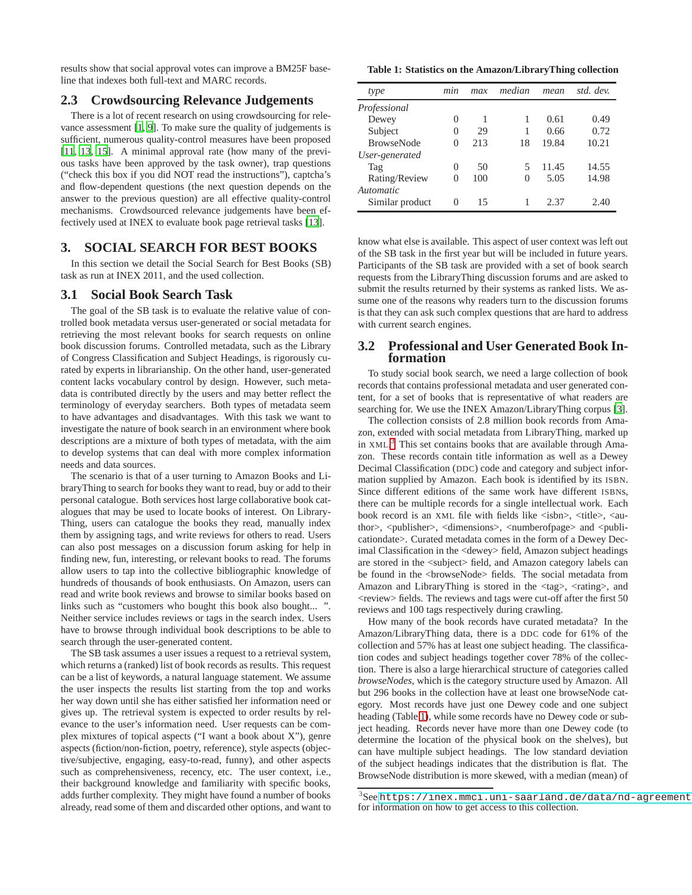results show that social approval votes can improve a BM25F baseline that indexes both full-text and MARC records.

## 2.3 Crowdsourcing Relevance Judgements

There is a lot of recent research on using crowdsourcing for relevance assessment [1, 9]. To make sure the quality of judgements is sufficient, numerous quality-control measures have been proposed [11, 13, 15]. A minimal approval rate (how many of the previous tasks have been approved by the task owner), trap questions ("check this box if you did NOT read the instructions"), captcha's and flow-dependent questions (the next question depends on the answer to the previous question) are all effective quality-control mechanisms. Crowdsourced relevance judgements have been effectively used at INEX to evaluate book page retrieval tasks [13].

# 3. SOCIAL SEARCH FOR BEST BOOKS

In this section we detail the Social Search for Best Books (SB) task as run at INEX 2011, and the used collection.

## 3.1 Social Book Search Task

The goal of the SB task is to evaluate the relative value of controlled book metadata versus user-generated or social metadata for retrieving the most relevant books for search requests on online book discussion forums. Controlled metadata, such as the Library of Congress Classification and Subject Headings, is rigorously curated by experts in librarianship. On the other hand, user-generated content lacks vocabulary control by design. However, such metadata is contributed directly by the users and may better reflect the terminology of everyday searchers. Both types of metadata seem to have advantages and disadvantages. With this task we want to investigate the nature of book search in an environment where book descriptions are a mixture of both types of metadata, with the aim to develop systems that can deal with more complex information needs and data sources.

The scenario is that of a user turning to Amazon Books and LibraryThing to search for books they want to read, buy or add to their personal catalogue. Both services host large collaborative book catalogues that may be used to locate books of interest. On LibraryThing, users can catalogue the books they read, manually index them by assigning tags, and write reviews for others to read. Users can also post messages on a discussion forum asking for help in finding new, fun, interesting, or relevant books to read. The forums allow users to tap into the collective bibliographic knowledge of hundreds of thousands of book enthusiasts. On Amazon, users can read and write book reviews and browse to similar books based on links such as "customers who bought this book also bought... ". Neither service includes reviews or tags in the search index. Users have to browse through individual book descriptions to be able to search through the user-generated content.

The SB task assumes a user issues a request to a retrieval system, which returns a (ranked) list of book records as results. This request can be a list of keywords, a natural language statement. We assume the user inspects the results list starting from the top and works her way down until she has either satisfied her information need or gives up. The retrieval system is expected to order results by relevance to the user's information need. User requests can be complex mixtures of topical aspects ("I want a book about X"), genre aspects (fiction/non-fiction, poetry, reference), style aspects (objective/subjective, engaging, easy-to-read, funny), and other aspects such as comprehensiveness, recency, etc. The user context, i.e., their background knowledge and familiarity with specific books, adds further complexity. They might have found a number of books already, read some of them and discarded other options, and want to know what else is available. This aspect of user context was left out of the SB task in the first year but will be included in future years. Participants of the SB task are provided with a set of book search requests from the LibraryThing discussion forums and are asked to submit the results returned by their systems as ranked lists. We assume one of the reasons why readers turn to the discussion forums is that they can ask such complex questions that are hard to address with current search engines.

**Table 1: Statistics on the Amazon/LibraryThing collection**

| *type* | *min* | *max* | *median* | *mean* | *std. dev.* |
|---|---|---|---|---|---|
| *Professional* | | | | | |
| Dewey | 0 | 1 | 1 | 0.61 | 0.49 |
| Subject | 0 | 29 | 1 | 0.66 | 0.72 |
| BrowseNode | 0 | 213 | 18 | 19.84 | 10.21 |
| *User-generated* | | | | | |
| Tag | 0 | 50 | 5 | 11.45 | 14.55 |
| Rating/Review | 0 | 100 | 0 | 5.05 | 14.98 |
| *Automatic* | | | | | |
| Similar product | 0 | 15 | 1 | 2.37 | 2.40 |

## 3.2 Professional and User Generated Book Information

To study social book search, we need a large collection of book records that contains professional metadata and user generated content, for a set of books that is representative of what readers are searching for. We use the INEX Amazon/LibraryThing corpus [3].

The collection consists of 2.8 million book records from Amazon, extended with social metadata from LibraryThing, marked up in XML.[3] This set contains books that are available through Amazon. These records contain title information as well as a Dewey Decimal Classification (DDC) code and category and subject information supplied by Amazon. Each book is identified by its ISBN. Since different editions of the same work have different ISBNs, there can be multiple records for a single intellectual work. Each book record is an XML file with fields like <isbn>, <title>, <author>, <publisher>, <dimensions>, <numberofpage> and <publicationdate>. Curated metadata comes in the form of a Dewey Decimal Classification in the <dewey> field, Amazon subject headings are stored in the <subject> field, and Amazon category labels can be found in the <browseNode> fields. The social metadata from Amazon and LibraryThing is stored in the <tag>, <rating>, and <review> fields. The reviews and tags were cut-off after the first 50 reviews and 100 tags respectively during crawling.

How many of the book records have curated metadata? In the Amazon/LibraryThing data, there is a DDC code for 61% of the collection and 57% has at least one subject heading. The classification codes and subject headings together cover 78% of the collection. There is also a large hierarchical structure of categories called *browseNodes*, which is the category structure used by Amazon. All but 296 books in the collection have at least one browseNode category. Most records have just one Dewey code and one subject heading (Table 1), while some records have no Dewey code or subject heading. Records never have more than one Dewey code (to determine the location of the physical book on the shelves), but can have multiple subject headings. The low standard deviation of the subject headings indicates that the distribution is flat. The BrowseNode distribution is more skewed, with a median (mean) of

[3] See `https://inex.mmci.uni-saarland.de/data/nd-agreement` for information on how to get access to this collection.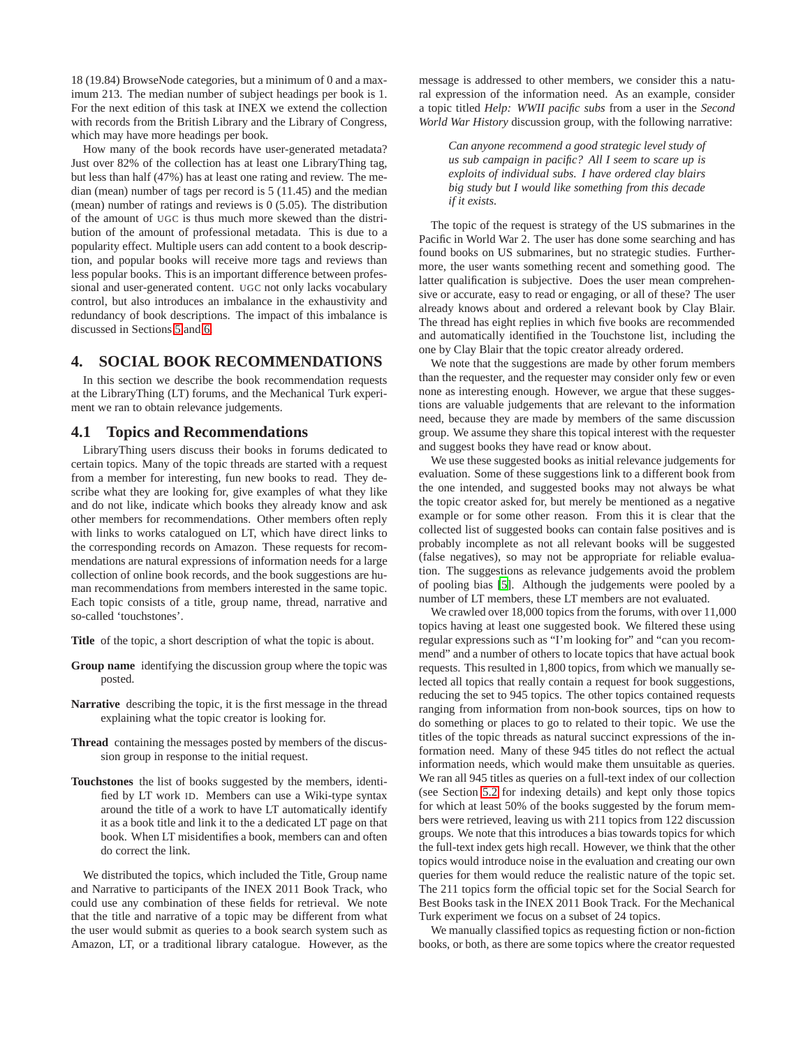18 (19.84) BrowseNode categories, but a minimum of 0 and a maximum 213. The median number of subject headings per book is 1. For the next edition of this task at INEX we extend the collection with records from the British Library and the Library of Congress, which may have more headings per book.

How many of the book records have user-generated metadata? Just over 82% of the collection has at least one LibraryThing tag, but less than half (47%) has at least one rating and review. The median (mean) number of tags per record is 5 (11.45) and the median (mean) number of ratings and reviews is 0 (5.05). The distribution of the amount of UGC is thus much more skewed than the distribution of the amount of professional metadata. This is due to a popularity effect. Multiple users can add content to a book description, and popular books will receive more tags and reviews than less popular books. This is an important difference between professional and user-generated content. UGC not only lacks vocabulary control, but also introduces an imbalance in the exhaustivity and redundancy of book descriptions. The impact of this imbalance is discussed in Sections 5 and 6.

# 4. SOCIAL BOOK RECOMMENDATIONS

In this section we describe the book recommendation requests at the LibraryThing (LT) forums, and the Mechanical Turk experiment we ran to obtain relevance judgements.

## 4.1 Topics and Recommendations

LibraryThing users discuss their books in forums dedicated to certain topics. Many of the topic threads are started with a request from a member for interesting, fun new books to read. They describe what they are looking for, give examples of what they like and do not like, indicate which books they already know and ask other members for recommendations. Other members often reply with links to works catalogued on LT, which have direct links to the corresponding records on Amazon. These requests for recommendations are natural expressions of information needs for a large collection of online book records, and the book suggestions are human recommendations from members interested in the same topic. Each topic consists of a title, group name, thread, narrative and so-called 'touchstones'.

**Title** of the topic, a short description of what the topic is about.

**Group name** identifying the discussion group where the topic was posted.

**Narrative** describing the topic, it is the first message in the thread explaining what the topic creator is looking for.

**Thread** containing the messages posted by members of the discussion group in response to the initial request.

**Touchstones** the list of books suggested by the members, identified by LT work ID. Members can use a Wiki-type syntax around the title of a work to have LT automatically identify it as a book title and link it to the a dedicated LT page on that book. When LT misidentifies a book, members can and often do correct the link.

We distributed the topics, which included the Title, Group name and Narrative to participants of the INEX 2011 Book Track, who could use any combination of these fields for retrieval. We note that the title and narrative of a topic may be different from what the user would submit as queries to a book search system such as Amazon, LT, or a traditional library catalogue. However, as the message is addressed to other members, we consider this a natural expression of the information need. As an example, consider a topic titled *Help: WWII pacific subs* from a user in the *Second World War History* discussion group, with the following narrative:

> *Can anyone recommend a good strategic level study of us sub campaign in pacific? All I seem to scare up is exploits of individual subs. I have ordered clay blairs big study but I would like something from this decade if it exists.*

The topic of the request is strategy of the US submarines in the Pacific in World War 2. The user has done some searching and has found books on US submarines, but no strategic studies. Furthermore, the user wants something recent and something good. The latter qualification is subjective. Does the user mean comprehensive or accurate, easy to read or engaging, or all of these? The user already knows about and ordered a relevant book by Clay Blair. The thread has eight replies in which five books are recommended and automatically identified in the Touchstone list, including the one by Clay Blair that the topic creator already ordered.

We note that the suggestions are made by other forum members than the requester, and the requester may consider only few or even none as interesting enough. However, we argue that these suggestions are valuable judgements that are relevant to the information need, because they are made by members of the same discussion group. We assume they share this topical interest with the requester and suggest books they have read or know about.

We use these suggested books as initial relevance judgements for evaluation. Some of these suggestions link to a different book from the one intended, and suggested books may not always be what the topic creator asked for, but merely be mentioned as a negative example or for some other reason. From this it is clear that the collected list of suggested books can contain false positives and is probably incomplete as not all relevant books will be suggested (false negatives), so may not be appropriate for reliable evaluation. The suggestions as relevance judgements avoid the problem of pooling bias [5]. Although the judgements were pooled by a number of LT members, these LT members are not evaluated.

We crawled over 18,000 topics from the forums, with over 11,000 topics having at least one suggested book. We filtered these using regular expressions such as "I'm looking for" and "can you recommend" and a number of others to locate topics that have actual book requests. This resulted in 1,800 topics, from which we manually selected all topics that really contain a request for book suggestions, reducing the set to 945 topics. The other topics contained requests ranging from information from non-book sources, tips on how to do something or places to go to related to their topic. We use the titles of the topic threads as natural succinct expressions of the information need. Many of these 945 titles do not reflect the actual information needs, which would make them unsuitable as queries. We ran all 945 titles as queries on a full-text index of our collection (see Section 5.2 for indexing details) and kept only those topics for which at least 50% of the books suggested by the forum members were retrieved, leaving us with 211 topics from 122 discussion groups. We note that this introduces a bias towards topics for which the full-text index gets high recall. However, we think that the other topics would introduce noise in the evaluation and creating our own queries for them would reduce the realistic nature of the topic set. The 211 topics form the official topic set for the Social Search for Best Books task in the INEX 2011 Book Track. For the Mechanical Turk experiment we focus on a subset of 24 topics.

We manually classified topics as requesting fiction or non-fiction books, or both, as there are some topics where the creator requested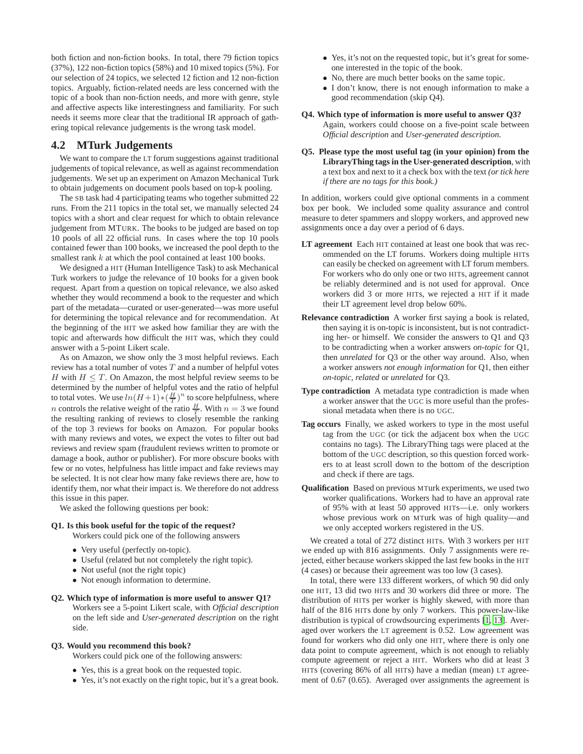both fiction and non-fiction books. In total, there 79 fiction topics (37%), 122 non-fiction topics (58%) and 10 mixed topics (5%). For our selection of 24 topics, we selected 12 fiction and 12 non-fiction topics. Arguably, fiction-related needs are less concerned with the topic of a book than non-fiction needs, and more with genre, style and affective aspects like interestingness and familiarity. For such needs it seems more clear that the traditional IR approach of gathering topical relevance judgements is the wrong task model.

## 4.2 MTurk Judgements

We want to compare the LT forum suggestions against traditional judgements of topical relevance, as well as against recommendation judgements. We set up an experiment on Amazon Mechanical Turk to obtain judgements on document pools based on top-k pooling.

The SB task had 4 participating teams who together submitted 22 runs. From the 211 topics in the total set, we manually selected 24 topics with a short and clear request for which to obtain relevance judgement from MTURK. The books to be judged are based on top 10 pools of all 22 official runs. In cases where the top 10 pools contained fewer than 100 books, we increased the pool depth to the smallest rank $k$ at which the pool contained at least 100 books.

We designed a HIT (Human Intelligence Task) to ask Mechanical Turk workers to judge the relevance of 10 books for a given book request. Apart from a question on topical relevance, we also asked whether they would recommend a book to the requester and which part of the metadata—curated or user-generated—was more useful for determining the topical relevance and for recommendation. At the beginning of the HIT we asked how familiar they are with the topic and afterwards how difficult the HIT was, which they could answer with a 5-point Likert scale.

As on Amazon, we show only the 3 most helpful reviews. Each review has a total number of votes $T$ and a number of helpful votes $H$ with $H \leq T$. On Amazon, the most helpful review seems to be determined by the number of helpful votes and the ratio of helpful to total votes. We use $ln(H+1) * (\frac{H}{T})^n$ to score helpfulness, where $n$ controls the relative weight of the ratio $\frac{H}{T}$. With $n = 3$ we found the resulting ranking of reviews to closely resemble the ranking of the top 3 reviews for books on Amazon. For popular books with many reviews and votes, we expect the votes to filter out bad reviews and review spam (fraudulent reviews written to promote or damage a book, author or publisher). For more obscure books with few or no votes, helpfulness has little impact and fake reviews may be selected. It is not clear how many fake reviews there are, how to identify them, nor what their impact is. We therefore do not address this issue in this paper.

We asked the following questions per book:

**Q1. Is this book useful for the topic of the request?**
Workers could pick one of the following answers

- Very useful (perfectly on-topic).
- Useful (related but not completely the right topic).
- Not useful (not the right topic)
- Not enough information to determine.

**Q2. Which type of information is more useful to answer Q1?**
Workers see a 5-point Likert scale, with *Official description* on the left side and *User-generated description* on the right side.

**Q3. Would you recommend this book?**
Workers could pick one of the following answers:

- Yes, this is a great book on the requested topic.
- Yes, it's not exactly on the right topic, but it's a great book.
- Yes, it's not on the requested topic, but it's great for someone interested in the topic of the book.
- No, there are much better books on the same topic.
- I don't know, there is not enough information to make a good recommendation (skip Q4).

**Q4. Which type of information is more useful to answer Q3?**
Again, workers could choose on a five-point scale between *Official description* and *User-generated description*.

**Q5. Please type the most useful tag (in your opinion) from the LibraryThing tags in the User-generated description**, with a text box and next to it a check box with the text *(or tick here if there are no tags for this book.)*

In addition, workers could give optional comments in a comment box per book. We included some quality assurance and control measure to deter spammers and sloppy workers, and approved new assignments once a day over a period of 6 days.

**LT agreement** Each HIT contained at least one book that was recommended on the LT forums. Workers doing multiple HITs can easily be checked on agreement with LT forum members. For workers who do only one or two HITs, agreement cannot be reliably determined and is not used for approval. Once workers did 3 or more HITs, we rejected a HIT if it made their LT agreement level drop below 60%.

**Relevance contradiction** A worker first saying a book is related, then saying it is on-topic is inconsistent, but is not contradicting her- or himself. We consider the answers to Q1 and Q3 to be contradicting when a worker answers *on-topic* for Q1, then *unrelated* for Q3 or the other way around. Also, when a worker answers *not enough information* for Q1, then either *on-topic*, *related* or *unrelated* for Q3.

**Type contradiction** A metadata type contradiction is made when a worker answer that the UGC is more useful than the professional metadata when there is no UGC.

**Tag occurs** Finally, we asked workers to type in the most useful tag from the UGC (or tick the adjacent box when the UGC contains no tags). The LibraryThing tags were placed at the bottom of the UGC description, so this question forced workers to at least scroll down to the bottom of the description and check if there are tags.

**Qualification** Based on previous MTurk experiments, we used two worker qualifications. Workers had to have an approval rate of 95% with at least 50 approved HITs—i.e. only workers whose previous work on MTurk was of high quality—and we only accepted workers registered in the US.

We created a total of 272 distinct HITs. With 3 workers per HIT we ended up with 816 assignments. Only 7 assignments were rejected, either because workers skipped the last few books in the HIT (4 cases) or because their agreement was too low (3 cases).

In total, there were 133 different workers, of which 90 did only one HIT, 13 did two HITs and 30 workers did three or more. The distribution of HITs per worker is highly skewed, with more than half of the 816 HITs done by only 7 workers. This power-law-like distribution is typical of crowdsourcing experiments [1, 13]. Averaged over workers the LT agreement is 0.52. Low agreement was found for workers who did only one HIT, where there is only one data point to compute agreement, which is not enough to reliably compute agreement or reject a HIT. Workers who did at least 3 HITs (covering 86% of all HITs) have a median (mean) LT agreement of 0.67 (0.65). Averaged over assignments the agreement is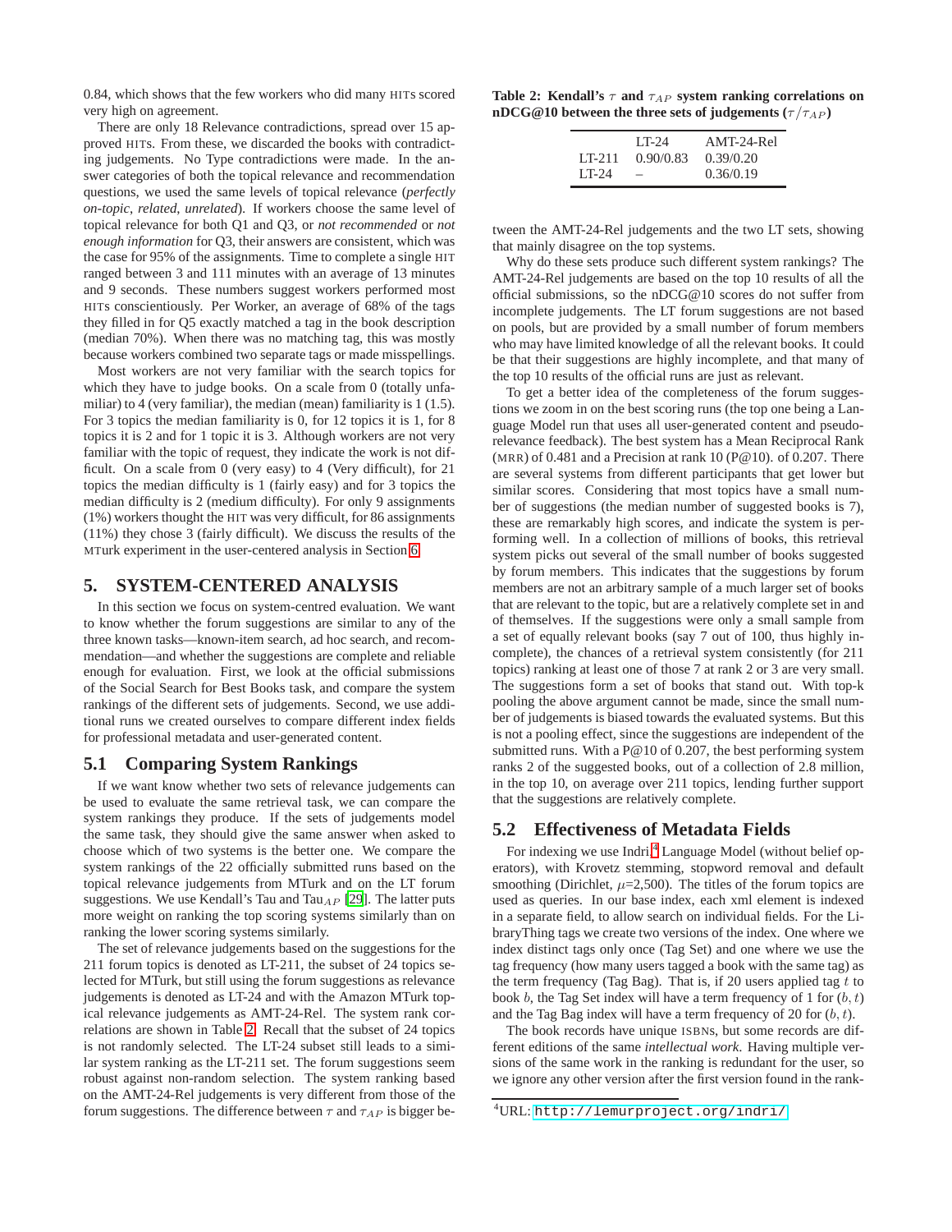0.84, which shows that the few workers who did many HITs scored very high on agreement.

There are only 18 Relevance contradictions, spread over 15 approved HITs. From these, we discarded the books with contradicting judgements. No Type contradictions were made. In the answer categories of both the topical relevance and recommendation questions, we used the same levels of topical relevance (*perfectly on-topic*, *related*, *unrelated*). If workers choose the same level of topical relevance for both Q1 and Q3, or *not recommended* or *not enough information* for Q3, their answers are consistent, which was the case for 95% of the assignments. Time to complete a single HIT ranged between 3 and 111 minutes with an average of 13 minutes and 9 seconds. These numbers suggest workers performed most HITs conscientiously. Per Worker, an average of 68% of the tags they filled in for Q5 exactly matched a tag in the book description (median 70%). When there was no matching tag, this was mostly because workers combined two separate tags or made misspellings.

Most workers are not very familiar with the search topics for which they have to judge books. On a scale from 0 (totally unfamiliar) to 4 (very familiar), the median (mean) familiarity is 1 (1.5). For 3 topics the median familiarity is 0, for 12 topics it is 1, for 8 topics it is 2 and for 1 topic it is 3. Although workers are not very familiar with the topic of request, they indicate the work is not difficult. On a scale from 0 (very easy) to 4 (Very difficult), for 21 topics the median difficulty is 1 (fairly easy) and for 3 topics the median difficulty is 2 (medium difficulty). For only 9 assignments (1%) workers thought the HIT was very difficult, for 86 assignments (11%) they chose 3 (fairly difficult). We discuss the results of the MTurk experiment in the user-centered analysis in Section 6.

## 5. SYSTEM-CENTERED ANALYSIS

In this section we focus on system-centred evaluation. We want to know whether the forum suggestions are similar to any of the three known tasks—known-item search, ad hoc search, and recommendation—and whether the suggestions are complete and reliable enough for evaluation. First, we look at the official submissions of the Social Search for Best Books task, and compare the system rankings of the different sets of judgements. Second, we use additional runs we created ourselves to compare different index fields for professional metadata and user-generated content.

### 5.1 Comparing System Rankings

If we want know whether two sets of relevance judgements can be used to evaluate the same retrieval task, we can compare the system rankings they produce. If the sets of judgements model the same task, they should give the same answer when asked to choose which of two systems is the better one. We compare the system rankings of the 22 officially submitted runs based on the topical relevance judgements from MTurk and on the LT forum suggestions. We use Kendall's Tau and Tau$_{AP}$ [29]. The latter puts more weight on ranking the top scoring systems similarly than on ranking the lower scoring systems similarly.

The set of relevance judgements based on the suggestions for the 211 forum topics is denoted as LT-211, the subset of 24 topics selected for MTurk, but still using the forum suggestions as relevance judgements is denoted as LT-24 and with the Amazon MTurk topical relevance judgements as AMT-24-Rel. The system rank correlations are shown in Table 2. Recall that the subset of 24 topics is not randomly selected. The LT-24 subset still leads to a similar system ranking as the LT-211 set. The forum suggestions seem robust against non-random selection. The system ranking based on the AMT-24-Rel judgements is very different from those of the forum suggestions. The difference between $\tau$ and $\tau_{AP}$ is bigger between the AMT-24-Rel judgements and the two LT sets, showing that mainly disagree on the top systems.

**Table 2: Kendall's $\tau$ and $\tau_{AP}$ system ranking correlations on nDCG@10 between the three sets of judgements ($\tau/\tau_{AP}$)**

| | LT-24 | AMT-24-Rel |
|---|---|---|
| LT-211 | 0.90/0.83 | 0.39/0.20 |
| LT-24 | – | 0.36/0.19 |

Why do these sets produce such different system rankings? The AMT-24-Rel judgements are based on the top 10 results of all the official submissions, so the nDCG@10 scores do not suffer from incomplete judgements. The LT forum suggestions are not based on pools, but are provided by a small number of forum members who may have limited knowledge of all the relevant books. It could be that their suggestions are highly incomplete, and that many of the top 10 results of the official runs are just as relevant.

To get a better idea of the completeness of the forum suggestions we zoom in on the best scoring runs (the top one being a Language Model run that uses all user-generated content and pseudo-relevance feedback). The best system has a Mean Reciprocal Rank (MRR) of 0.481 and a Precision at rank 10 (P@10). of 0.207. There are several systems from different participants that get lower but similar scores. Considering that most topics have a small number of suggestions (the median number of suggested books is 7), these are remarkably high scores, and indicate the system is performing well. In a collection of millions of books, this retrieval system picks out several of the small number of books suggested by forum members. This indicates that the suggestions by forum members are not an arbitrary sample of a much larger set of books that are relevant to the topic, but are a relatively complete set in and of themselves. If the suggestions were only a small sample from a set of equally relevant books (say 7 out of 100, thus highly incomplete), the chances of a retrieval system consistently (for 211 topics) ranking at least one of those 7 at rank 2 or 3 are very small. The suggestions form a set of books that stand out. With top-k pooling the above argument cannot be made, since the small number of judgements is biased towards the evaluated systems. But this is not a pooling effect, since the suggestions are independent of the submitted runs. With a P@10 of 0.207, the best performing system ranks 2 of the suggested books, out of a collection of 2.8 million, in the top 10, on average over 211 topics, lending further support that the suggestions are relatively complete.

### 5.2 Effectiveness of Metadata Fields

For indexing we use Indri,[4] Language Model (without belief operators), with Krovetz stemming, stopword removal and default smoothing (Dirichlet, $\mu$=2,500). The titles of the forum topics are used as queries. In our base index, each xml element is indexed in a separate field, to allow search on individual fields. For the LibraryThing tags we create two versions of the index. One where we index distinct tags only once (Tag Set) and one where we use the tag frequency (how many users tagged a book with the same tag) as the term frequency (Tag Bag). That is, if 20 users applied tag $t$ to book $b$, the Tag Set index will have a term frequency of 1 for $(b, t)$ and the Tag Bag index will have a term frequency of 20 for $(b, t)$.

The book records have unique ISBNs, but some records are different editions of the same *intellectual work*. Having multiple versions of the same work in the ranking is redundant for the user, so we ignore any other version after the first version found in the rank-

[4] URL: http://lemurproject.org/indri/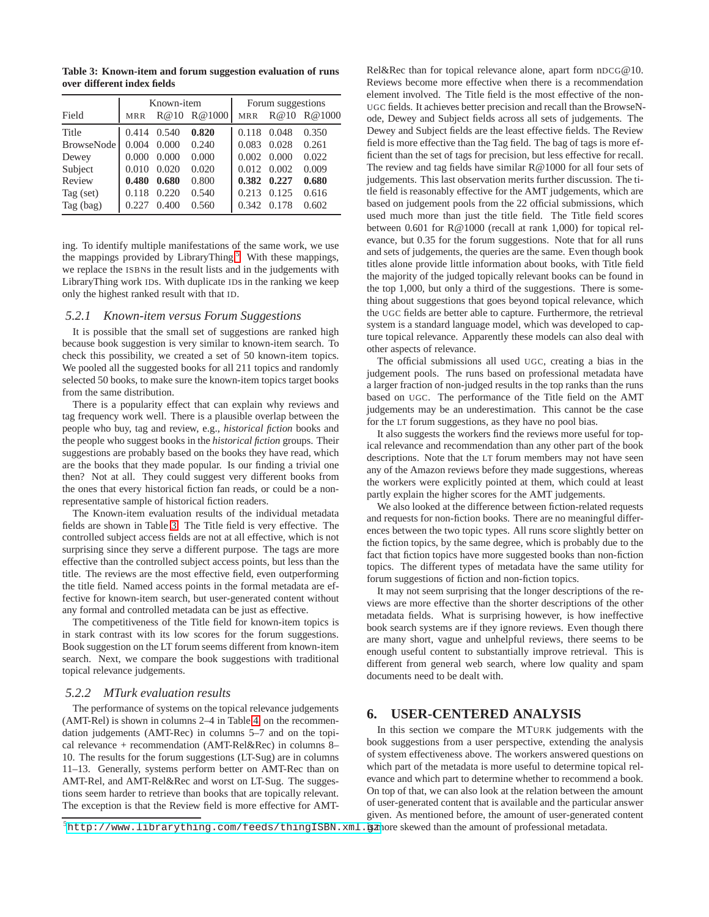**Table 3: Known-item and forum suggestion evaluation of runs over different index fields**

| Field | Known-item | | | Forum suggestions | | |
|---|---|---|---|---|---|---|
| | MRR | R@10 | R@1000 | MRR | R@10 | R@1000 |
| Title | 0.414 | 0.540 | **0.820** | 0.118 | 0.048 | 0.350 |
| BrowseNode | 0.004 | 0.000 | 0.240 | 0.083 | 0.028 | 0.261 |
| Dewey | 0.000 | 0.000 | 0.000 | 0.002 | 0.000 | 0.022 |
| Subject | 0.010 | 0.020 | 0.020 | 0.012 | 0.002 | 0.009 |
| Review | **0.480** | **0.680** | 0.800 | **0.382** | **0.227** | **0.680** |
| Tag (set) | 0.118 | 0.220 | 0.540 | 0.213 | 0.125 | 0.616 |
| Tag (bag) | 0.227 | 0.400 | 0.560 | 0.342 | 0.178 | 0.602 |

ing. To identify multiple manifestations of the same work, we use the mappings provided by LibraryThing.[5] With these mappings, we replace the ISBNs in the result lists and in the judgements with LibraryThing work IDs. With duplicate IDs in the ranking we keep only the highest ranked result with that ID.

### 5.2.1 Known-item versus Forum Suggestions

It is possible that the small set of suggestions are ranked high because book suggestion is very similar to known-item search. To check this possibility, we created a set of 50 known-item topics. We pooled all the suggested books for all 211 topics and randomly selected 50 books, to make sure the known-item topics target books from the same distribution.

There is a popularity effect that can explain why reviews and tag frequency work well. There is a plausible overlap between the people who buy, tag and review, e.g., *historical fiction* books and the people who suggest books in the *historical fiction* groups. Their suggestions are probably based on the books they have read, which are the books that they made popular. Is our finding a trivial one then? Not at all. They could suggest very different books from the ones that every historical fiction fan reads, or could be a non-representative sample of historical fiction readers.

The Known-item evaluation results of the individual metadata fields are shown in Table 3. The Title field is very effective. The controlled subject access fields are not at all effective, which is not surprising since they serve a different purpose. The tags are more effective than the controlled subject access points, but less than the title. The reviews are the most effective field, even outperforming the title field. Named access points in the formal metadata are effective for known-item search, but user-generated content without any formal and controlled metadata can be just as effective.

The competitiveness of the Title field for known-item topics is in stark contrast with its low scores for the forum suggestions. Book suggestion on the LT forum seems different from known-item search. Next, we compare the book suggestions with traditional topical relevance judgements.

### 5.2.2 MTurk evaluation results

The performance of systems on the topical relevance judgements (AMT-Rel) is shown in columns 2–4 in Table 4, on the recommendation judgements (AMT-Rec) in columns 5–7 and on the topical relevance + recommendation (AMT-Rel&Rec) in columns 8–10. The results for the forum suggestions (LT-Sug) are in columns 11–13. Generally, systems perform better on AMT-Rec than on AMT-Rel, and AMT-Rel&Rec and worst on LT-Sug. The suggestions seem harder to retrieve than books that are topically relevant. The exception is that the Review field is more effective for AMT-Rel&Rec than for topical relevance alone, apart form nDCG@10. Reviews become more effective when there is a recommendation element involved. The Title field is the most effective of the non-UGC fields. It achieves better precision and recall than the BrowseNode, Dewey and Subject fields across all sets of judgements. The Dewey and Subject fields are the least effective fields. The Review field is more effective than the Tag field. The bag of tags is more efficient than the set of tags for precision, but less effective for recall. The review and tag fields have similar R@1000 for all four sets of judgements. This last observation merits further discussion. The title field is reasonably effective for the AMT judgements, which are based on judgement pools from the 22 official submissions, which used much more than just the title field. The Title field scores between 0.601 for R@1000 (recall at rank 1,000) for topical relevance, but 0.35 for the forum suggestions. Note that for all runs and sets of judgements, the queries are the same. Even though book titles alone provide little information about books, with Title field the majority of the judged topically relevant books can be found in the top 1,000, but only a third of the suggestions. There is something about suggestions that goes beyond topical relevance, which the UGC fields are better able to capture. Furthermore, the retrieval system is a standard language model, which was developed to capture topical relevance. Apparently these models can also deal with other aspects of relevance.

The official submissions all used UGC, creating a bias in the judgement pools. The runs based on professional metadata have a larger fraction of non-judged results in the top ranks than the runs based on UGC. The performance of the Title field on the AMT judgements may be an underestimation. This cannot be the case for the LT forum suggestions, as they have no pool bias.

It also suggests the workers find the reviews more useful for topical relevance and recommendation than any other part of the book descriptions. Note that the LT forum members may not have seen any of the Amazon reviews before they made suggestions, whereas the workers were explicitly pointed at them, which could at least partly explain the higher scores for the AMT judgements.

We also looked at the difference between fiction-related requests and requests for non-fiction books. There are no meaningful differences between the two topic types. All runs score slightly better on the fiction topics, by the same degree, which is probably due to the fact that fiction topics have more suggested books than non-fiction topics. The different types of metadata have the same utility for forum suggestions of fiction and non-fiction topics.

It may not seem surprising that the longer descriptions of the reviews are more effective than the shorter descriptions of the other metadata fields. What is surprising however, is how ineffective book search systems are if they ignore reviews. Even though there are many short, vague and unhelpful reviews, there seems to be enough useful content to substantially improve retrieval. This is different from general web search, where low quality and spam documents need to be dealt with.

## 6. USER-CENTERED ANALYSIS

In this section we compare the MTURK judgements with the book suggestions from a user perspective, extending the analysis of system effectiveness above. The workers answered questions on which part of the metadata is more useful to determine topical relevance and which part to determine whether to recommend a book. On top of that, we can also look at the relation between the amount of user-generated content that is available and the particular answer given. As mentioned before, the amount of user-generated content is more skewed than the amount of professional metadata.

[5] http://www.librarything.com/feeds/thingISBN.xml.gz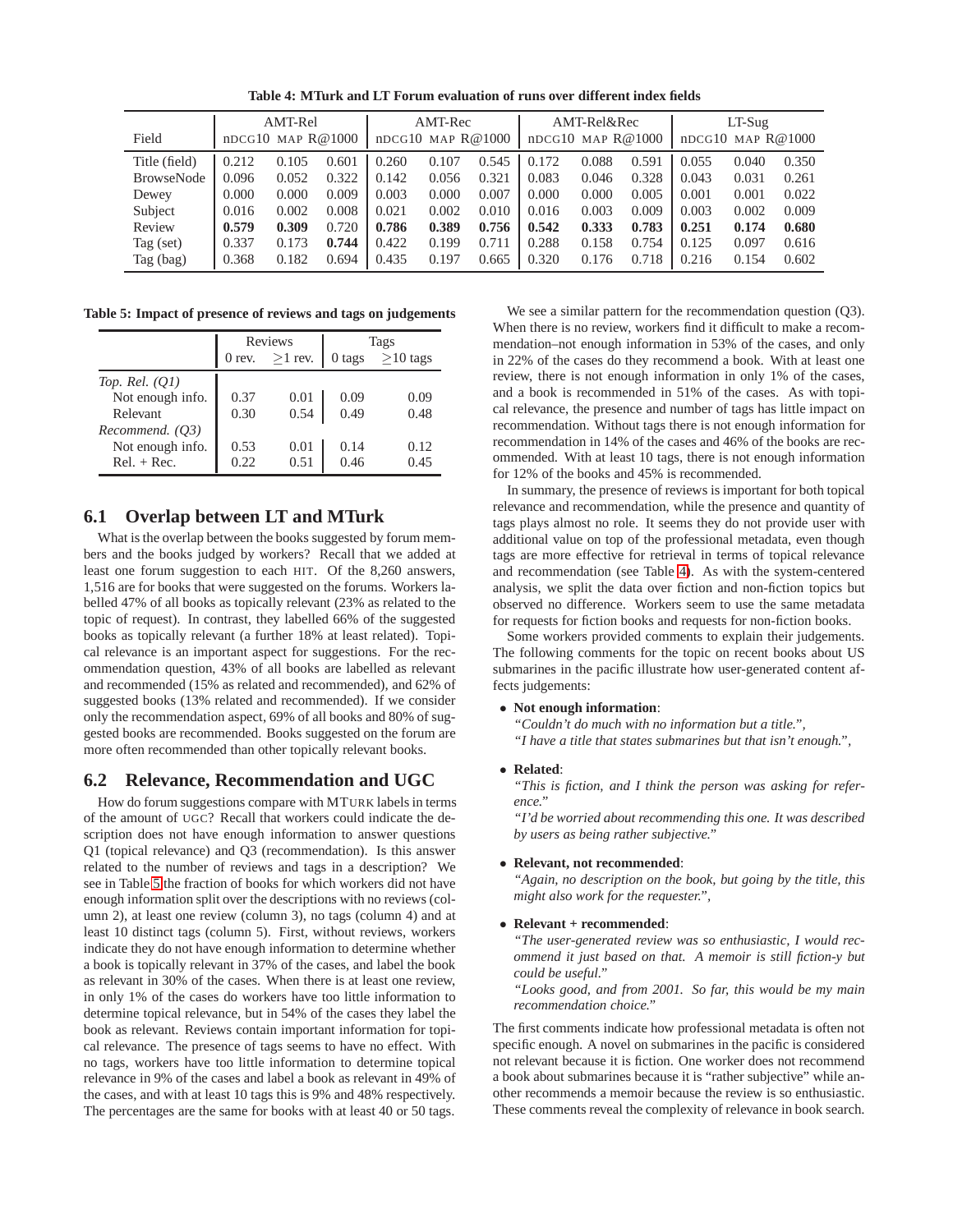**Table 4: MTurk and LT Forum evaluation of runs over different index fields**

| Field | AMT-Rel | | | AMT-Rec | | | AMT-Rel&Rec | | | LT-Sug | | |
|---|---|---|---|---|---|---|---|---|---|---|---|---|
| | nDCG10 | MAP | R@1000 | nDCG10 | MAP | R@1000 | nDCG10 | MAP | R@1000 | nDCG10 | MAP | R@1000 |
| Title (field) | 0.212 | 0.105 | 0.601 | 0.260 | 0.107 | 0.545 | 0.172 | 0.088 | 0.591 | 0.055 | 0.040 | 0.350 |
| BrowseNode | 0.096 | 0.052 | 0.322 | 0.142 | 0.056 | 0.321 | 0.083 | 0.046 | 0.328 | 0.043 | 0.031 | 0.261 |
| Dewey | 0.000 | 0.000 | 0.009 | 0.003 | 0.000 | 0.007 | 0.000 | 0.000 | 0.005 | 0.001 | 0.001 | 0.022 |
| Subject | 0.016 | 0.002 | 0.008 | 0.021 | 0.002 | 0.010 | 0.016 | 0.003 | 0.009 | 0.003 | 0.002 | 0.009 |
| Review | **0.579** | **0.309** | 0.720 | **0.786** | **0.389** | **0.756** | **0.542** | **0.333** | **0.783** | **0.251** | **0.174** | **0.680** |
| Tag (set) | 0.337 | 0.173 | **0.744** | 0.422 | 0.199 | 0.711 | 0.288 | 0.158 | 0.754 | 0.125 | 0.097 | 0.616 |
| Tag (bag) | 0.368 | 0.182 | 0.694 | 0.435 | 0.197 | 0.665 | 0.320 | 0.176 | 0.718 | 0.216 | 0.154 | 0.602 |

**Table 5: Impact of presence of reviews and tags on judgements**

| | Reviews | | Tags | |
|---|---|---|---|---|
| | 0 rev. | ≥1 rev. | 0 tags | ≥10 tags |
| *Top. Rel. (Q1)* | | | | |
| Not enough info. | 0.37 | 0.01 | 0.09 | 0.09 |
| Relevant | 0.30 | 0.54 | 0.49 | 0.48 |
| *Recommend. (Q3)* | | | | |
| Not enough info. | 0.53 | 0.01 | 0.14 | 0.12 |
| Rel. + Rec. | 0.22 | 0.51 | 0.46 | 0.45 |

## 6.1 Overlap between LT and MTurk

What is the overlap between the books suggested by forum members and the books judged by workers? Recall that we added at least one forum suggestion to each HIT. Of the 8,260 answers, 1,516 are for books that were suggested on the forums. Workers labelled 47% of all books as topically relevant (23% as related to the topic of request). In contrast, they labelled 66% of the suggested books as topically relevant (a further 18% at least related). Topical relevance is an important aspect for suggestions. For the recommendation question, 43% of all books are labelled as relevant and recommended (15% as related and recommended), and 62% of suggested books (13% related and recommended). If we consider only the recommendation aspect, 69% of all books and 80% of suggested books are recommended. Books suggested on the forum are more often recommended than other topically relevant books.

## 6.2 Relevance, Recommendation and UGC

How do forum suggestions compare with MTURK labels in terms of the amount of UGC? Recall that workers could indicate the description does not have enough information to answer questions Q1 (topical relevance) and Q3 (recommendation). Is this answer related to the number of reviews and tags in a description? We see in Table 5 the fraction of books for which workers did not have enough information split over the descriptions with no reviews (column 2), at least one review (column 3), no tags (column 4) and at least 10 distinct tags (column 5). First, without reviews, workers indicate they do not have enough information to determine whether a book is topically relevant in 37% of the cases, and label the book as relevant in 30% of the cases. When there is at least one review, in only 1% of the cases do workers have too little information to determine topical relevance, but in 54% of the cases they label the book as relevant. Reviews contain important information for topical relevance. The presence of tags seems to have no effect. With no tags, workers have too little information to determine topical relevance in 9% of the cases and label a book as relevant in 49% of the cases, and with at least 10 tags this is 9% and 48% respectively. The percentages are the same for books with at least 40 or 50 tags.

We see a similar pattern for the recommendation question (Q3). When there is no review, workers find it difficult to make a recommendation–not enough information in 53% of the cases, and only in 22% of the cases do they recommend a book. With at least one review, there is not enough information in only 1% of the cases, and a book is recommended in 51% of the cases. As with topical relevance, the presence and number of tags has little impact on recommendation. Without tags there is not enough information for recommendation in 14% of the cases and 46% of the books are recommended. With at least 10 tags, there is not enough information for 12% of the books and 45% is recommended.

In summary, the presence of reviews is important for both topical relevance and recommendation, while the presence and quantity of tags plays almost no role. It seems they do not provide user with additional value on top of the professional metadata, even though tags are more effective for retrieval in terms of topical relevance and recommendation (see Table 4). As with the system-centered analysis, we split the data over fiction and non-fiction topics but observed no difference. Workers seem to use the same metadata for requests for fiction books and requests for non-fiction books.

Some workers provided comments to explain their judgements. The following comments for the topic on recent books about US submarines in the pacific illustrate how user-generated content affects judgements:

- **Not enough information**:
  *"Couldn't do much with no information but a title."*,
  *"I have a title that states submarines but that isn't enough."*,
- **Related**:
  *"This is fiction, and I think the person was asking for reference."*
  *"I'd be worried about recommending this one. It was described by users as being rather subjective."*
- **Relevant, not recommended**:
  *"Again, no description on the book, but going by the title, this might also work for the requester."*,
- **Relevant + recommended**:
  *"The user-generated review was so enthusiastic, I would recommend it just based on that. A memoir is still fiction-y but could be useful."*
  *"Looks good, and from 2001. So far, this would be my main recommendation choice."*

The first comments indicate how professional metadata is often not specific enough. A novel on submarines in the pacific is considered not relevant because it is fiction. One worker does not recommend a book about submarines because it is "rather subjective" while another recommends a memoir because the review is so enthusiastic. These comments reveal the complexity of relevance in book search.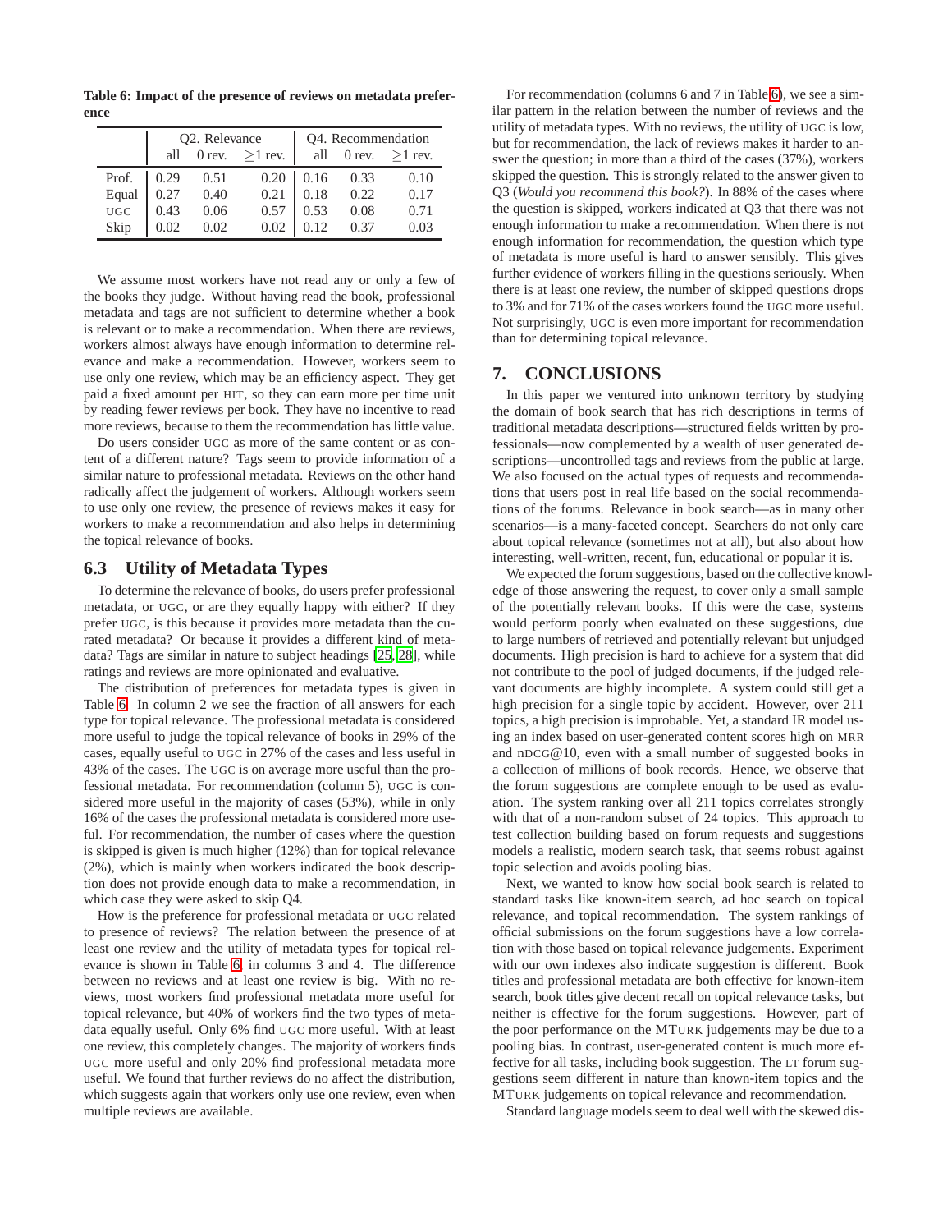**Table 6: Impact of the presence of reviews on metadata preference**

| | Q2. Relevance | | | Q4. Recommendation | | |
|---|---|---|---|---|---|---|
| | all | 0 rev. | ≥1 rev. | all | 0 rev. | ≥1 rev. |
| Prof. | 0.29 | 0.51 | 0.20 | 0.16 | 0.33 | 0.10 |
| Equal | 0.27 | 0.40 | 0.21 | 0.18 | 0.22 | 0.17 |
| UGC | 0.43 | 0.06 | 0.57 | 0.53 | 0.08 | 0.71 |
| Skip | 0.02 | 0.02 | 0.02 | 0.12 | 0.37 | 0.03 |

We assume most workers have not read any or only a few of the books they judge. Without having read the book, professional metadata and tags are not sufficient to determine whether a book is relevant or to make a recommendation. When there are reviews, workers almost always have enough information to determine relevance and make a recommendation. However, workers seem to use only one review, which may be an efficiency aspect. They get paid a fixed amount per HIT, so they can earn more per time unit by reading fewer reviews per book. They have no incentive to read more reviews, because to them the recommendation has little value.

Do users consider UGC as more of the same content or as content of a different nature? Tags seem to provide information of a similar nature to professional metadata. Reviews on the other hand radically affect the judgement of workers. Although workers seem to use only one review, the presence of reviews makes it easy for workers to make a recommendation and also helps in determining the topical relevance of books.

## 6.3 Utility of Metadata Types

To determine the relevance of books, do users prefer professional metadata, or UGC, or are they equally happy with either? If they prefer UGC, is this because it provides more metadata than the curated metadata? Or because it provides a different kind of metadata? Tags are similar in nature to subject headings [25, 28], while ratings and reviews are more opinionated and evaluative.

The distribution of preferences for metadata types is given in Table 6. In column 2 we see the fraction of all answers for each type for topical relevance. The professional metadata is considered more useful to judge the topical relevance of books in 29% of the cases, equally useful to UGC in 27% of the cases and less useful in 43% of the cases. The UGC is on average more useful than the professional metadata. For recommendation (column 5), UGC is considered more useful in the majority of cases (53%), while in only 16% of the cases the professional metadata is considered more useful. For recommendation, the number of cases where the question is skipped is given is much higher (12%) than for topical relevance (2%), which is mainly when workers indicated the book description does not provide enough data to make a recommendation, in which case they were asked to skip Q4.

How is the preference for professional metadata or UGC related to presence of reviews? The relation between the presence of at least one review and the utility of metadata types for topical relevance is shown in Table 6, in columns 3 and 4. The difference between no reviews and at least one review is big. With no reviews, most workers find professional metadata more useful for topical relevance, but 40% of workers find the two types of metadata equally useful. Only 6% find UGC more useful. With at least one review, this completely changes. The majority of workers finds UGC more useful and only 20% find professional metadata more useful. We found that further reviews do no affect the distribution, which suggests again that workers only use one review, even when multiple reviews are available.

For recommendation (columns 6 and 7 in Table 6), we see a similar pattern in the relation between the number of reviews and the utility of metadata types. With no reviews, the utility of UGC is low, but for recommendation, the lack of reviews makes it harder to answer the question; in more than a third of the cases (37%), workers skipped the question. This is strongly related to the answer given to Q3 (*Would you recommend this book?*). In 88% of the cases where the question is skipped, workers indicated at Q3 that there was not enough information to make a recommendation. When there is not enough information for recommendation, the question which type of metadata is more useful is hard to answer sensibly. This gives further evidence of workers filling in the questions seriously. When there is at least one review, the number of skipped questions drops to 3% and for 71% of the cases workers found the UGC more useful. Not surprisingly, UGC is even more important for recommendation than for determining topical relevance.

# 7. CONCLUSIONS

In this paper we ventured into unknown territory by studying the domain of book search that has rich descriptions in terms of traditional metadata descriptions—structured fields written by professionals—now complemented by a wealth of user generated descriptions—uncontrolled tags and reviews from the public at large. We also focused on the actual types of requests and recommendations that users post in real life based on the social recommendations of the forums. Relevance in book search—as in many other scenarios—is a many-faceted concept. Searchers do not only care about topical relevance (sometimes not at all), but also about how interesting, well-written, recent, fun, educational or popular it is.

We expected the forum suggestions, based on the collective knowledge of those answering the request, to cover only a small sample of the potentially relevant books. If this were the case, systems would perform poorly when evaluated on these suggestions, due to large numbers of retrieved and potentially relevant but unjudged documents. High precision is hard to achieve for a system that did not contribute to the pool of judged documents, if the judged relevant documents are highly incomplete. A system could still get a high precision for a single topic by accident. However, over 211 topics, a high precision is improbable. Yet, a standard IR model using an index based on user-generated content scores high on MRR and nDCG@10, even with a small number of suggested books in a collection of millions of book records. Hence, we observe that the forum suggestions are complete enough to be used as evaluation. The system ranking over all 211 topics correlates strongly with that of a non-random subset of 24 topics. This approach to test collection building based on forum requests and suggestions models a realistic, modern search task, that seems robust against topic selection and avoids pooling bias.

Next, we wanted to know how social book search is related to standard tasks like known-item search, ad hoc search on topical relevance, and topical recommendation. The system rankings of official submissions on the forum suggestions have a low correlation with those based on topical relevance judgements. Experiment with our own indexes also indicate suggestion is different. Book titles and professional metadata are both effective for known-item search, book titles give decent recall on topical relevance tasks, but neither is effective for the forum suggestions. However, part of the poor performance on the MTURK judgements may be due to a pooling bias. In contrast, user-generated content is much more effective for all tasks, including book suggestion. The LT forum suggestions seem different in nature than known-item topics and the MTURK judgements on topical relevance and recommendation.

Standard language models seem to deal well with the skewed dis-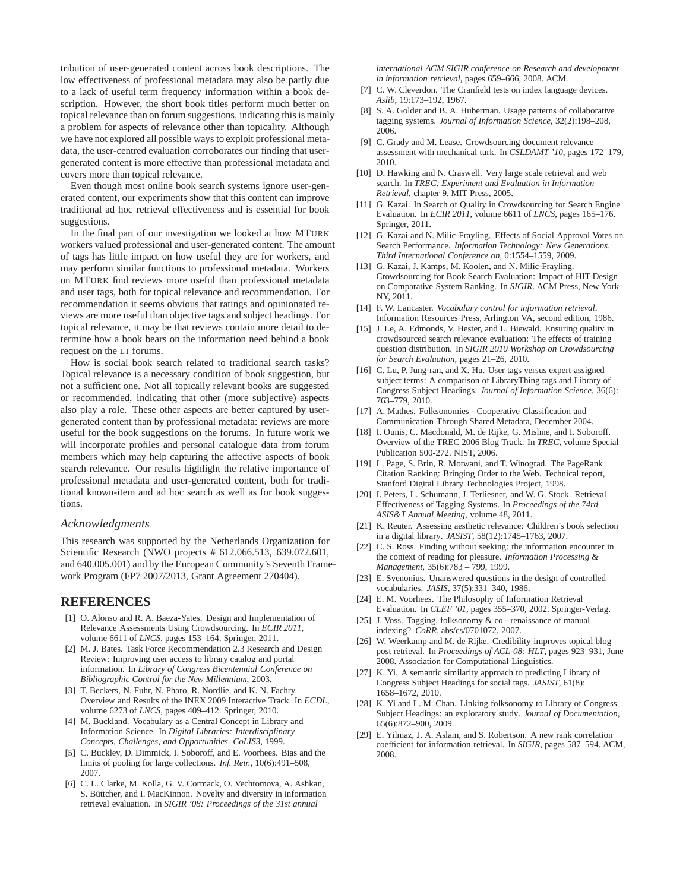tribution of user-generated content across book descriptions. The low effectiveness of professional metadata may also be partly due to a lack of useful term frequency information within a book description. However, the short book titles perform much better on topical relevance than on forum suggestions, indicating this is mainly a problem for aspects of relevance other than topicality. Although we have not explored all possible ways to exploit professional metadata, the user-centred evaluation corroborates our finding that user-generated content is more effective than professional metadata and covers more than topical relevance.

Even though most online book search systems ignore user-generated content, our experiments show that this content can improve traditional ad hoc retrieval effectiveness and is essential for book suggestions.

In the final part of our investigation we looked at how MTURK workers valued professional and user-generated content. The amount of tags has little impact on how useful they are for workers, and may perform similar functions to professional metadata. Workers on MTURK find reviews more useful than professional metadata and user tags, both for topical relevance and recommendation. For recommendation it seems obvious that ratings and opinionated reviews are more useful than objective tags and subject headings. For topical relevance, it may be that reviews contain more detail to determine how a book bears on the information need behind a book request on the LT forums.

How is social book search related to traditional search tasks? Topical relevance is a necessary condition of book suggestion, but not a sufficient one. Not all topically relevant books are suggested or recommended, indicating that other (more subjective) aspects also play a role. These other aspects are better captured by user-generated content than by professional metadata: reviews are more useful for the book suggestions on the forums. In future work we will incorporate profiles and personal catalogue data from forum members which may help capturing the affective aspects of book search relevance. Our results highlight the relative importance of professional metadata and user-generated content, both for traditional known-item and ad hoc search as well as for book suggestions.

### *Acknowledgments*

This research was supported by the Netherlands Organization for Scientific Research (NWO projects # 612.066.513, 639.072.601, and 640.005.001) and by the European Community's Seventh Framework Program (FP7 2007/2013, Grant Agreement 270404).

## REFERENCES

[1] O. Alonso and R. A. Baeza-Yates. Design and Implementation of Relevance Assessments Using Crowdsourcing. In *ECIR 2011*, volume 6611 of *LNCS*, pages 153–164. Springer, 2011.

[2] M. J. Bates. Task Force Recommendation 2.3 Research and Design Review: Improving user access to library catalog and portal information. In *Library of Congress Bicentennial Conference on Bibliographic Control for the New Millennium*, 2003.

[3] T. Beckers, N. Fuhr, N. Pharo, R. Nordlie, and K. N. Fachry. Overview and Results of the INEX 2009 Interactive Track. In *ECDL*, volume 6273 of *LNCS*, pages 409–412. Springer, 2010.

[4] M. Buckland. Vocabulary as a Central Concept in Library and Information Science. In *Digital Libraries: Interdisciplinary Concepts, Challenges, and Opportunities. CoLIS3*, 1999.

[5] C. Buckley, D. Dimmick, I. Soboroff, and E. Voorhees. Bias and the limits of pooling for large collections. *Inf. Retr.*, 10(6):491–508, 2007.

[6] C. L. Clarke, M. Kolla, G. V. Cormack, O. Vechtomova, A. Ashkan, S. Büttcher, and I. MacKinnon. Novelty and diversity in information retrieval evaluation. In *SIGIR '08: Proceedings of the 31st annual international ACM SIGIR conference on Research and development in information retrieval*, pages 659–666, 2008. ACM.

[7] C. W. Cleverdon. The Cranfield tests on index language devices. *Aslib*, 19:173–192, 1967.

[8] S. A. Golder and B. A. Huberman. Usage patterns of collaborative tagging systems. *Journal of Information Science*, 32(2):198–208, 2006.

[9] C. Grady and M. Lease. Crowdsourcing document relevance assessment with mechanical turk. In *CSLDAMT '10*, pages 172–179, 2010.

[10] D. Hawking and N. Craswell. Very large scale retrieval and web search. In *TREC: Experiment and Evaluation in Information Retrieval*, chapter 9. MIT Press, 2005.

[11] G. Kazai. In Search of Quality in Crowdsourcing for Search Engine Evaluation. In *ECIR 2011*, volume 6611 of *LNCS*, pages 165–176. Springer, 2011.

[12] G. Kazai and N. Milic-Frayling. Effects of Social Approval Votes on Search Performance. *Information Technology: New Generations, Third International Conference on*, 0:1554–1559, 2009.

[13] G. Kazai, J. Kamps, M. Koolen, and N. Milic-Frayling. Crowdsourcing for Book Search Evaluation: Impact of HIT Design on Comparative System Ranking. In *SIGIR*. ACM Press, New York NY, 2011.

[14] F. W. Lancaster. *Vocabulary control for information retrieval*. Information Resources Press, Arlington VA, second edition, 1986.

[15] J. Le, A. Edmonds, V. Hester, and L. Biewald. Ensuring quality in crowdsourced search relevance evaluation: The effects of training question distribution. In *SIGIR 2010 Workshop on Crowdsourcing for Search Evaluation*, pages 21–26, 2010.

[16] C. Lu, P. Jung-ran, and X. Hu. User tags versus expert-assigned subject terms: A comparison of LibraryThing tags and Library of Congress Subject Headings. *Journal of Information Science*, 36(6): 763–779, 2010.

[17] A. Mathes. Folksonomies - Cooperative Classification and Communication Through Shared Metadata, December 2004.

[18] I. Ounis, C. Macdonald, M. de Rijke, G. Mishne, and I. Soboroff. Overview of the TREC 2006 Blog Track. In *TREC*, volume Special Publication 500-272. NIST, 2006.

[19] L. Page, S. Brin, R. Motwani, and T. Winograd. The PageRank Citation Ranking: Bringing Order to the Web. Technical report, Stanford Digital Library Technologies Project, 1998.

[20] I. Peters, L. Schumann, J. Terliesner, and W. G. Stock. Retrieval Effectiveness of Tagging Systems. In *Proceedings of the 74rd ASIS&T Annual Meeting*, volume 48, 2011.

[21] K. Reuter. Assessing aesthetic relevance: Children's book selection in a digital library. *JASIST*, 58(12):1745–1763, 2007.

[22] C. S. Ross. Finding without seeking: the information encounter in the context of reading for pleasure. *Information Processing & Management*, 35(6):783 – 799, 1999.

[23] E. Svenonius. Unanswered questions in the design of controlled vocabularies. *JASIS*, 37(5):331–340, 1986.

[24] E. M. Voorhees. The Philosophy of Information Retrieval Evaluation. In *CLEF '01*, pages 355–370, 2002. Springer-Verlag.

[25] J. Voss. Tagging, folksonomy & co - renaissance of manual indexing? *CoRR*, abs/cs/0701072, 2007.

[26] W. Weerkamp and M. de Rijke. Credibility improves topical blog post retrieval. In *Proceedings of ACL-08: HLT*, pages 923–931, June 2008. Association for Computational Linguistics.

[27] K. Yi. A semantic similarity approach to predicting Library of Congress Subject Headings for social tags. *JASIST*, 61(8): 1658–1672, 2010.

[28] K. Yi and L. M. Chan. Linking folksonomy to Library of Congress Subject Headings: an exploratory study. *Journal of Documentation*, 65(6):872–900, 2009.

[29] E. Yilmaz, J. A. Aslam, and S. Robertson. A new rank correlation coefficient for information retrieval. In *SIGIR*, pages 587–594. ACM, 2008.